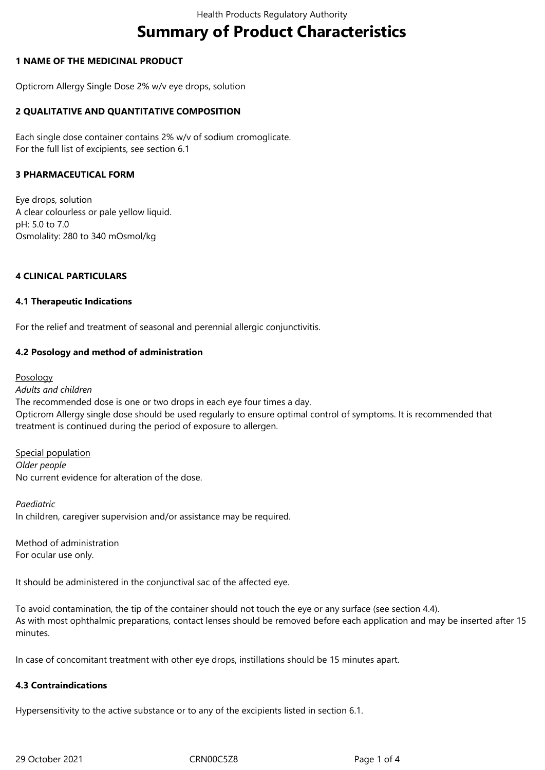# Summary of Product Characteristics

## 1 NAME OF THE MEDICINAL PRODUCT

Opticrom Allergy Single Dose 2% w/v eye drops, solution

## 2 QUALITATIVE AND QUANTITATIVE COMPOSITION

Each single dose container contains 2% w/v of sodium cromoglicate.
For the full list of excipients, see section 6.1

## 3 PHARMACEUTICAL FORM

Eye drops, solution
A clear colourless or pale yellow liquid.
pH: 5.0 to 7.0
Osmolality: 280 to 340 mOsmol/kg

## 4 CLINICAL PARTICULARS

### 4.1 Therapeutic Indications

For the relief and treatment of seasonal and perennial allergic conjunctivitis.

### 4.2 Posology and method of administration

Posology

*Adults and children*

The recommended dose is one or two drops in each eye four times a day.
Opticrom Allergy single dose should be used regularly to ensure optimal control of symptoms. It is recommended that treatment is continued during the period of exposure to allergen.

Special population

*Older people*

No current evidence for alteration of the dose.

*Paediatric*

In children, caregiver supervision and/or assistance may be required.

Method of administration

For ocular use only.

It should be administered in the conjunctival sac of the affected eye.

To avoid contamination, the tip of the container should not touch the eye or any surface (see section 4.4).
As with most ophthalmic preparations, contact lenses should be removed before each application and may be inserted after 15 minutes.

In case of concomitant treatment with other eye drops, instillations should be 15 minutes apart.

### 4.3 Contraindications

Hypersensitivity to the active substance or to any of the excipients listed in section 6.1.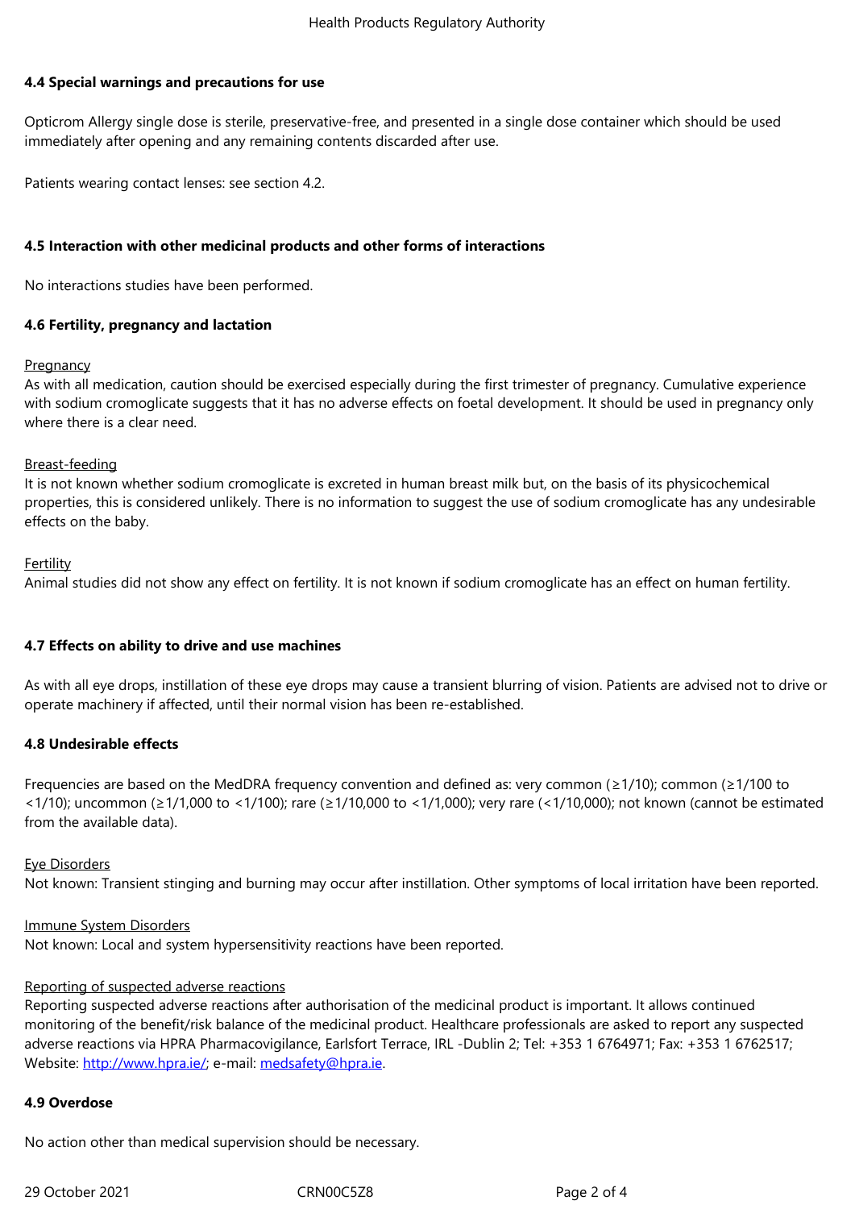### 4.4 Special warnings and precautions for use

Opticrom Allergy single dose is sterile, preservative-free, and presented in a single dose container which should be used immediately after opening and any remaining contents discarded after use.

Patients wearing contact lenses: see section 4.2.

### 4.5 Interaction with other medicinal products and other forms of interactions

No interactions studies have been performed.

### 4.6 Fertility, pregnancy and lactation

Pregnancy

As with all medication, caution should be exercised especially during the first trimester of pregnancy. Cumulative experience with sodium cromoglicate suggests that it has no adverse effects on foetal development. It should be used in pregnancy only where there is a clear need.

Breast-feeding

It is not known whether sodium cromoglicate is excreted in human breast milk but, on the basis of its physicochemical properties, this is considered unlikely. There is no information to suggest the use of sodium cromoglicate has any undesirable effects on the baby.

Fertility

Animal studies did not show any effect on fertility. It is not known if sodium cromoglicate has an effect on human fertility.

### 4.7 Effects on ability to drive and use machines

As with all eye drops, instillation of these eye drops may cause a transient blurring of vision. Patients are advised not to drive or operate machinery if affected, until their normal vision has been re-established.

### 4.8 Undesirable effects

Frequencies are based on the MedDRA frequency convention and defined as: very common (≥1/10); common (≥1/100 to <1/10); uncommon (≥1/1,000 to <1/100); rare (≥1/10,000 to <1/1,000); very rare (<1/10,000); not known (cannot be estimated from the available data).

Eye Disorders

Not known: Transient stinging and burning may occur after instillation. Other symptoms of local irritation have been reported.

Immune System Disorders

Not known: Local and system hypersensitivity reactions have been reported.

Reporting of suspected adverse reactions

Reporting suspected adverse reactions after authorisation of the medicinal product is important. It allows continued monitoring of the benefit/risk balance of the medicinal product. Healthcare professionals are asked to report any suspected adverse reactions via HPRA Pharmacovigilance, Earlsfort Terrace, IRL -Dublin 2; Tel: +353 1 6764971; Fax: +353 1 6762517; Website: http://www.hpra.ie/; e-mail: medsafety@hpra.ie.

### 4.9 Overdose

No action other than medical supervision should be necessary.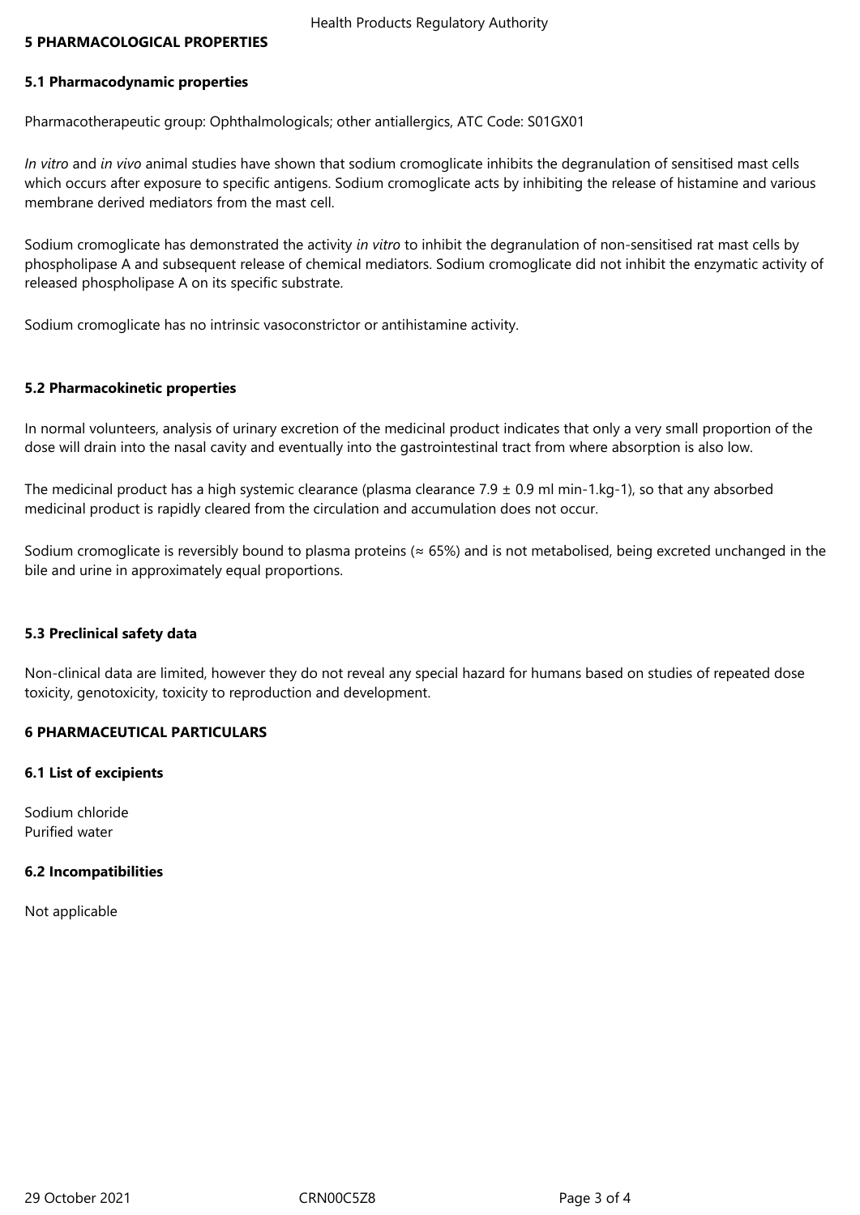## 5 PHARMACOLOGICAL PROPERTIES

### 5.1 Pharmacodynamic properties

Pharmacotherapeutic group: Ophthalmologicals; other antiallergics, ATC Code: S01GX01

*In vitro* and *in vivo* animal studies have shown that sodium cromoglicate inhibits the degranulation of sensitised mast cells which occurs after exposure to specific antigens. Sodium cromoglicate acts by inhibiting the release of histamine and various membrane derived mediators from the mast cell.

Sodium cromoglicate has demonstrated the activity *in vitro* to inhibit the degranulation of non-sensitised rat mast cells by phospholipase A and subsequent release of chemical mediators. Sodium cromoglicate did not inhibit the enzymatic activity of released phospholipase A on its specific substrate.

Sodium cromoglicate has no intrinsic vasoconstrictor or antihistamine activity.

### 5.2 Pharmacokinetic properties

In normal volunteers, analysis of urinary excretion of the medicinal product indicates that only a very small proportion of the dose will drain into the nasal cavity and eventually into the gastrointestinal tract from where absorption is also low.

The medicinal product has a high systemic clearance (plasma clearance $7.9 \pm 0.9$ ml min-1.kg-1), so that any absorbed medicinal product is rapidly cleared from the circulation and accumulation does not occur.

Sodium cromoglicate is reversibly bound to plasma proteins ($\approx$ 65%) and is not metabolised, being excreted unchanged in the bile and urine in approximately equal proportions.

### 5.3 Preclinical safety data

Non-clinical data are limited, however they do not reveal any special hazard for humans based on studies of repeated dose toxicity, genotoxicity, toxicity to reproduction and development.

## 6 PHARMACEUTICAL PARTICULARS

### 6.1 List of excipients

Sodium chloride
Purified water

### 6.2 Incompatibilities

Not applicable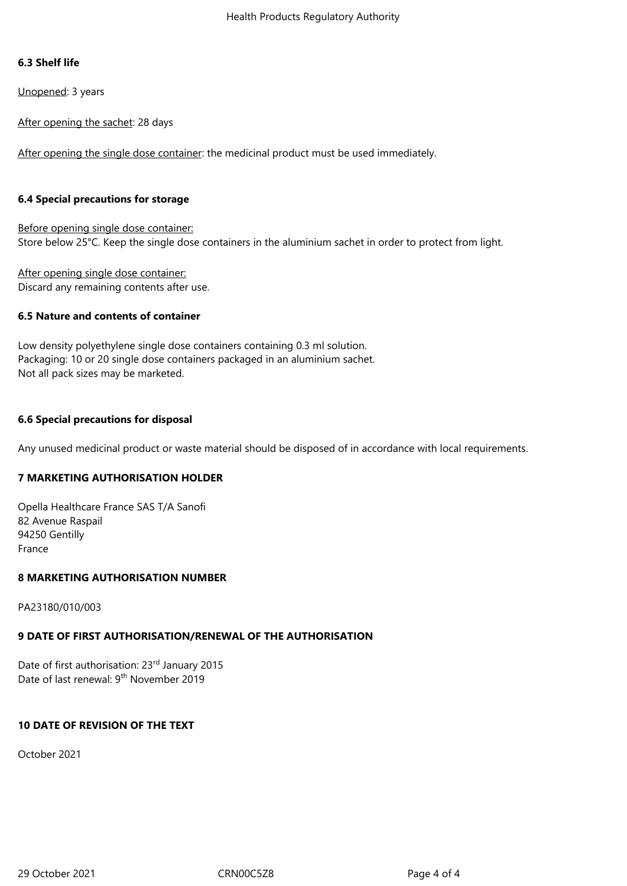### 6.3 Shelf life

Unopened: 3 years

After opening the sachet: 28 days

After opening the single dose container: the medicinal product must be used immediately.

### 6.4 Special precautions for storage

Before opening single dose container:
Store below 25°C. Keep the single dose containers in the aluminium sachet in order to protect from light.

After opening single dose container:
Discard any remaining contents after use.

### 6.5 Nature and contents of container

Low density polyethylene single dose containers containing 0.3 ml solution.
Packaging: 10 or 20 single dose containers packaged in an aluminium sachet.
Not all pack sizes may be marketed.

### 6.6 Special precautions for disposal

Any unused medicinal product or waste material should be disposed of in accordance with local requirements.

## 7 MARKETING AUTHORISATION HOLDER

Opella Healthcare France SAS T/A Sanofi
82 Avenue Raspail
94250 Gentilly
France

## 8 MARKETING AUTHORISATION NUMBER

PA23180/010/003

## 9 DATE OF FIRST AUTHORISATION/RENEWAL OF THE AUTHORISATION

Date of first authorisation: 23rd January 2015
Date of last renewal: 9th November 2019

## 10 DATE OF REVISION OF THE TEXT

October 2021